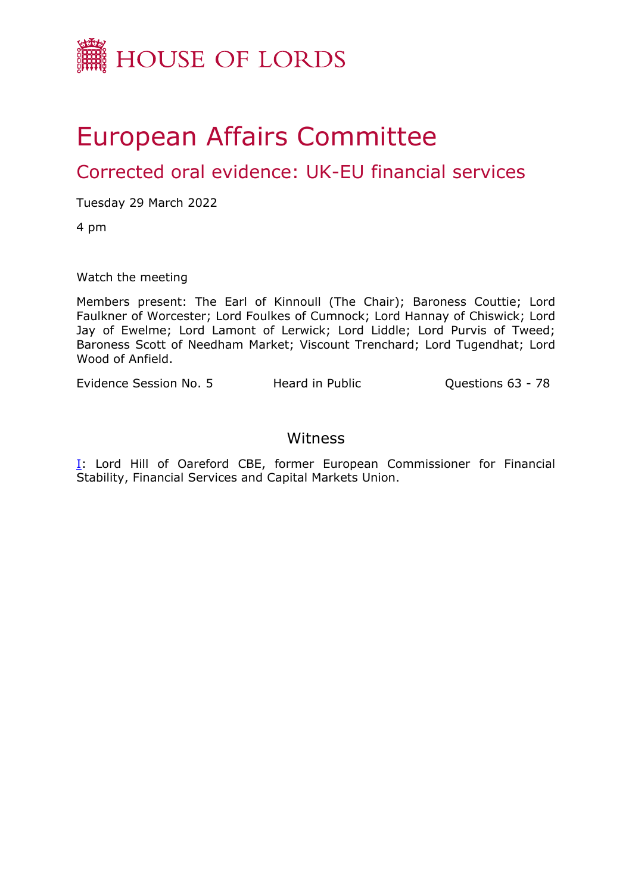HOUSE OF LORDS

# European Affairs Committee

## Corrected oral evidence: UK-EU financial services

Tuesday 29 March 2022

4 pm

Watch the meeting

Members present: The Earl of Kinnoull (The Chair); Baroness Couttie; Lord Faulkner of Worcester; Lord Foulkes of Cumnock; Lord Hannay of Chiswick; Lord Jay of Ewelme; Lord Lamont of Lerwick; Lord Liddle; Lord Purvis of Tweed; Baroness Scott of Needham Market; Viscount Trenchard; Lord Tugendhat; Lord Wood of Anfield.

Evidence Session No. 5 Heard in Public Questions 63 - 78

### Witness

I: Lord Hill of Oareford CBE, former European Commissioner for Financial Stability, Financial Services and Capital Markets Union.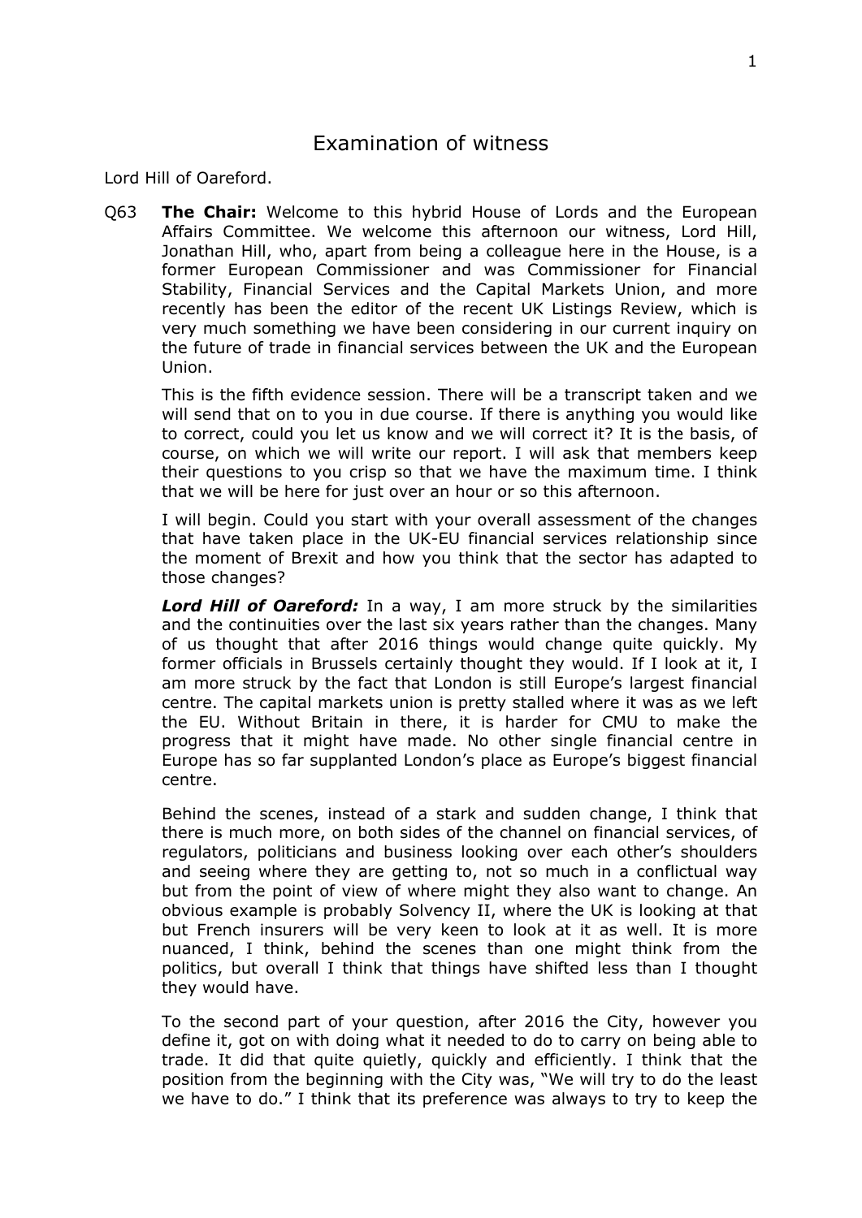# Examination of witness

Lord Hill of Oareford.

Q63 **The Chair:** Welcome to this hybrid House of Lords and the European Affairs Committee. We welcome this afternoon our witness, Lord Hill, Jonathan Hill, who, apart from being a colleague here in the House, is a former European Commissioner and was Commissioner for Financial Stability, Financial Services and the Capital Markets Union, and more recently has been the editor of the recent UK Listings Review, which is very much something we have been considering in our current inquiry on the future of trade in financial services between the UK and the European Union.

This is the fifth evidence session. There will be a transcript taken and we will send that on to you in due course. If there is anything you would like to correct, could you let us know and we will correct it? It is the basis, of course, on which we will write our report. I will ask that members keep their questions to you crisp so that we have the maximum time. I think that we will be here for just over an hour or so this afternoon.

I will begin. Could you start with your overall assessment of the changes that have taken place in the UK-EU financial services relationship since the moment of Brexit and how you think that the sector has adapted to those changes?

***Lord Hill of Oareford:*** In a way, I am more struck by the similarities and the continuities over the last six years rather than the changes. Many of us thought that after 2016 things would change quite quickly. My former officials in Brussels certainly thought they would. If I look at it, I am more struck by the fact that London is still Europe's largest financial centre. The capital markets union is pretty stalled where it was as we left the EU. Without Britain in there, it is harder for CMU to make the progress that it might have made. No other single financial centre in Europe has so far supplanted London's place as Europe's biggest financial centre.

Behind the scenes, instead of a stark and sudden change, I think that there is much more, on both sides of the channel on financial services, of regulators, politicians and business looking over each other's shoulders and seeing where they are getting to, not so much in a conflictual way but from the point of view of where might they also want to change. An obvious example is probably Solvency II, where the UK is looking at that but French insurers will be very keen to look at it as well. It is more nuanced, I think, behind the scenes than one might think from the politics, but overall I think that things have shifted less than I thought they would have.

To the second part of your question, after 2016 the City, however you define it, got on with doing what it needed to do to carry on being able to trade. It did that quite quietly, quickly and efficiently. I think that the position from the beginning with the City was, "We will try to do the least we have to do." I think that its preference was always to try to keep the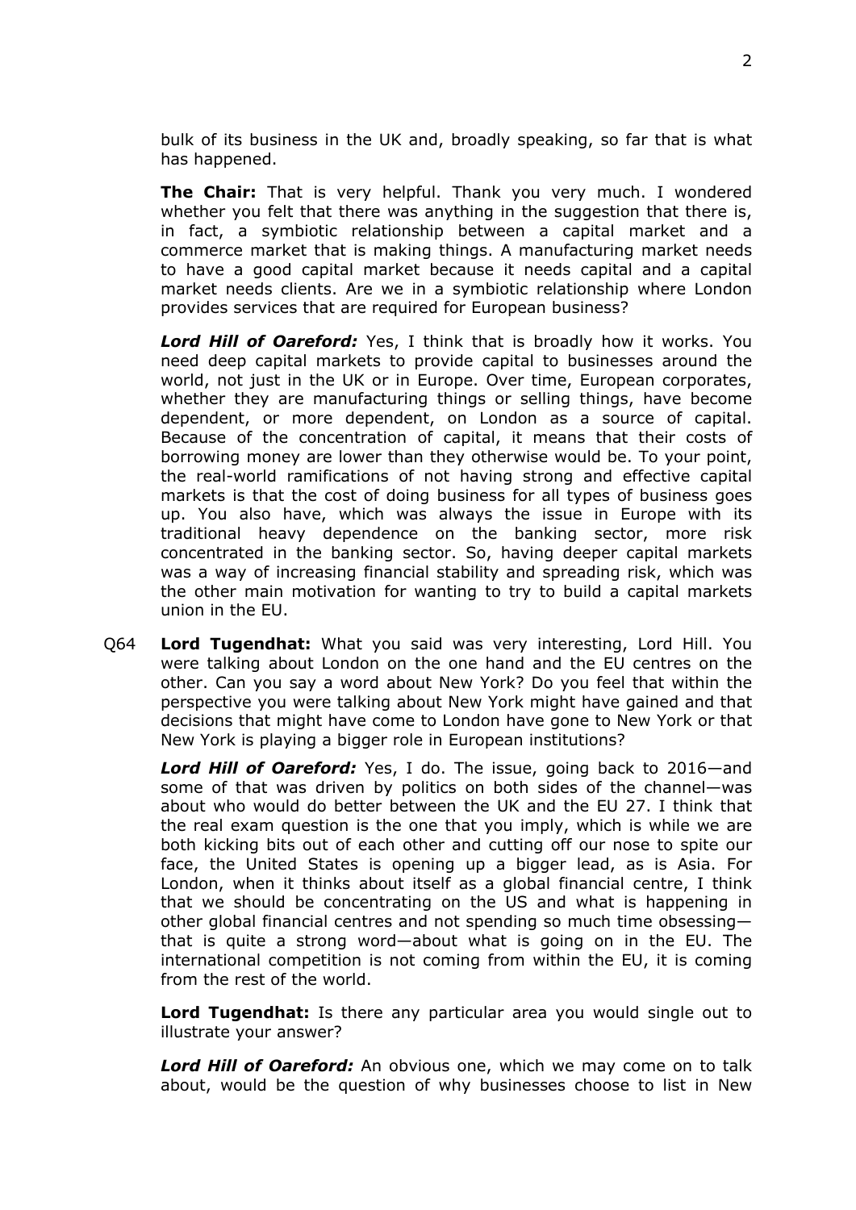bulk of its business in the UK and, broadly speaking, so far that is what has happened.

**The Chair:** That is very helpful. Thank you very much. I wondered whether you felt that there was anything in the suggestion that there is, in fact, a symbiotic relationship between a capital market and a commerce market that is making things. A manufacturing market needs to have a good capital market because it needs capital and a capital market needs clients. Are we in a symbiotic relationship where London provides services that are required for European business?

***Lord Hill of Oareford:*** Yes, I think that is broadly how it works. You need deep capital markets to provide capital to businesses around the world, not just in the UK or in Europe. Over time, European corporates, whether they are manufacturing things or selling things, have become dependent, or more dependent, on London as a source of capital. Because of the concentration of capital, it means that their costs of borrowing money are lower than they otherwise would be. To your point, the real-world ramifications of not having strong and effective capital markets is that the cost of doing business for all types of business goes up. You also have, which was always the issue in Europe with its traditional heavy dependence on the banking sector, more risk concentrated in the banking sector. So, having deeper capital markets was a way of increasing financial stability and spreading risk, which was the other main motivation for wanting to try to build a capital markets union in the EU.

Q64 **Lord Tugendhat:** What you said was very interesting, Lord Hill. You were talking about London on the one hand and the EU centres on the other. Can you say a word about New York? Do you feel that within the perspective you were talking about New York might have gained and that decisions that might have come to London have gone to New York or that New York is playing a bigger role in European institutions?

***Lord Hill of Oareford:*** Yes, I do. The issue, going back to 2016—and some of that was driven by politics on both sides of the channel—was about who would do better between the UK and the EU 27. I think that the real exam question is the one that you imply, which is while we are both kicking bits out of each other and cutting off our nose to spite our face, the United States is opening up a bigger lead, as is Asia. For London, when it thinks about itself as a global financial centre, I think that we should be concentrating on the US and what is happening in other global financial centres and not spending so much time obsessing—that is quite a strong word—about what is going on in the EU. The international competition is not coming from within the EU, it is coming from the rest of the world.

**Lord Tugendhat:** Is there any particular area you would single out to illustrate your answer?

***Lord Hill of Oareford:*** An obvious one, which we may come on to talk about, would be the question of why businesses choose to list in New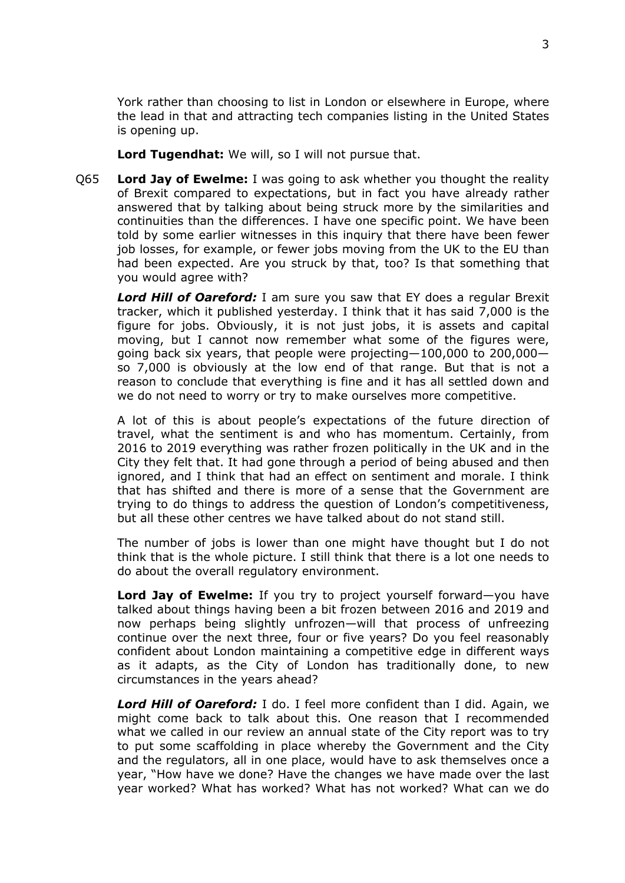York rather than choosing to list in London or elsewhere in Europe, where the lead in that and attracting tech companies listing in the United States is opening up.

**Lord Tugendhat:** We will, so I will not pursue that.

Q65 **Lord Jay of Ewelme:** I was going to ask whether you thought the reality of Brexit compared to expectations, but in fact you have already rather answered that by talking about being struck more by the similarities and continuities than the differences. I have one specific point. We have been told by some earlier witnesses in this inquiry that there have been fewer job losses, for example, or fewer jobs moving from the UK to the EU than had been expected. Are you struck by that, too? Is that something that you would agree with?

***Lord Hill of Oareford:*** I am sure you saw that EY does a regular Brexit tracker, which it published yesterday. I think that it has said 7,000 is the figure for jobs. Obviously, it is not just jobs, it is assets and capital moving, but I cannot now remember what some of the figures were, going back six years, that people were projecting—100,000 to 200,000—so 7,000 is obviously at the low end of that range. But that is not a reason to conclude that everything is fine and it has all settled down and we do not need to worry or try to make ourselves more competitive.

A lot of this is about people's expectations of the future direction of travel, what the sentiment is and who has momentum. Certainly, from 2016 to 2019 everything was rather frozen politically in the UK and in the City they felt that. It had gone through a period of being abused and then ignored, and I think that had an effect on sentiment and morale. I think that has shifted and there is more of a sense that the Government are trying to do things to address the question of London's competitiveness, but all these other centres we have talked about do not stand still.

The number of jobs is lower than one might have thought but I do not think that is the whole picture. I still think that there is a lot one needs to do about the overall regulatory environment.

**Lord Jay of Ewelme:** If you try to project yourself forward—you have talked about things having been a bit frozen between 2016 and 2019 and now perhaps being slightly unfrozen—will that process of unfreezing continue over the next three, four or five years? Do you feel reasonably confident about London maintaining a competitive edge in different ways as it adapts, as the City of London has traditionally done, to new circumstances in the years ahead?

***Lord Hill of Oareford:*** I do. I feel more confident than I did. Again, we might come back to talk about this. One reason that I recommended what we called in our review an annual state of the City report was to try to put some scaffolding in place whereby the Government and the City and the regulators, all in one place, would have to ask themselves once a year, "How have we done? Have the changes we have made over the last year worked? What has worked? What has not worked? What can we do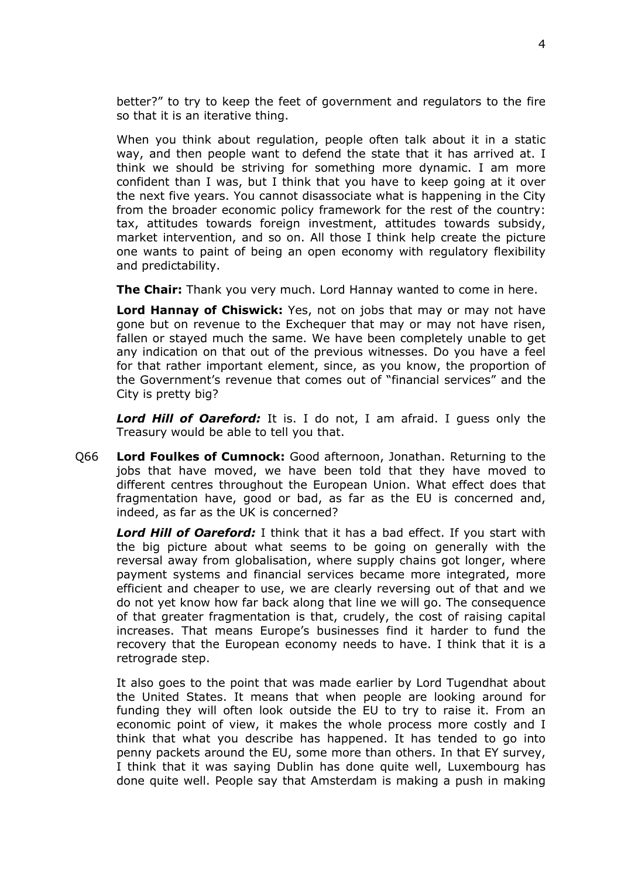better?" to try to keep the feet of government and regulators to the fire so that it is an iterative thing.

When you think about regulation, people often talk about it in a static way, and then people want to defend the state that it has arrived at. I think we should be striving for something more dynamic. I am more confident than I was, but I think that you have to keep going at it over the next five years. You cannot disassociate what is happening in the City from the broader economic policy framework for the rest of the country: tax, attitudes towards foreign investment, attitudes towards subsidy, market intervention, and so on. All those I think help create the picture one wants to paint of being an open economy with regulatory flexibility and predictability.

**The Chair:** Thank you very much. Lord Hannay wanted to come in here.

**Lord Hannay of Chiswick:** Yes, not on jobs that may or may not have gone but on revenue to the Exchequer that may or may not have risen, fallen or stayed much the same. We have been completely unable to get any indication on that out of the previous witnesses. Do you have a feel for that rather important element, since, as you know, the proportion of the Government's revenue that comes out of "financial services" and the City is pretty big?

***Lord Hill of Oareford:*** It is. I do not, I am afraid. I guess only the Treasury would be able to tell you that.

Q66 **Lord Foulkes of Cumnock:** Good afternoon, Jonathan. Returning to the jobs that have moved, we have been told that they have moved to different centres throughout the European Union. What effect does that fragmentation have, good or bad, as far as the EU is concerned and, indeed, as far as the UK is concerned?

***Lord Hill of Oareford:*** I think that it has a bad effect. If you start with the big picture about what seems to be going on generally with the reversal away from globalisation, where supply chains got longer, where payment systems and financial services became more integrated, more efficient and cheaper to use, we are clearly reversing out of that and we do not yet know how far back along that line we will go. The consequence of that greater fragmentation is that, crudely, the cost of raising capital increases. That means Europe's businesses find it harder to fund the recovery that the European economy needs to have. I think that it is a retrograde step.

It also goes to the point that was made earlier by Lord Tugendhat about the United States. It means that when people are looking around for funding they will often look outside the EU to try to raise it. From an economic point of view, it makes the whole process more costly and I think that what you describe has happened. It has tended to go into penny packets around the EU, some more than others. In that EY survey, I think that it was saying Dublin has done quite well, Luxembourg has done quite well. People say that Amsterdam is making a push in making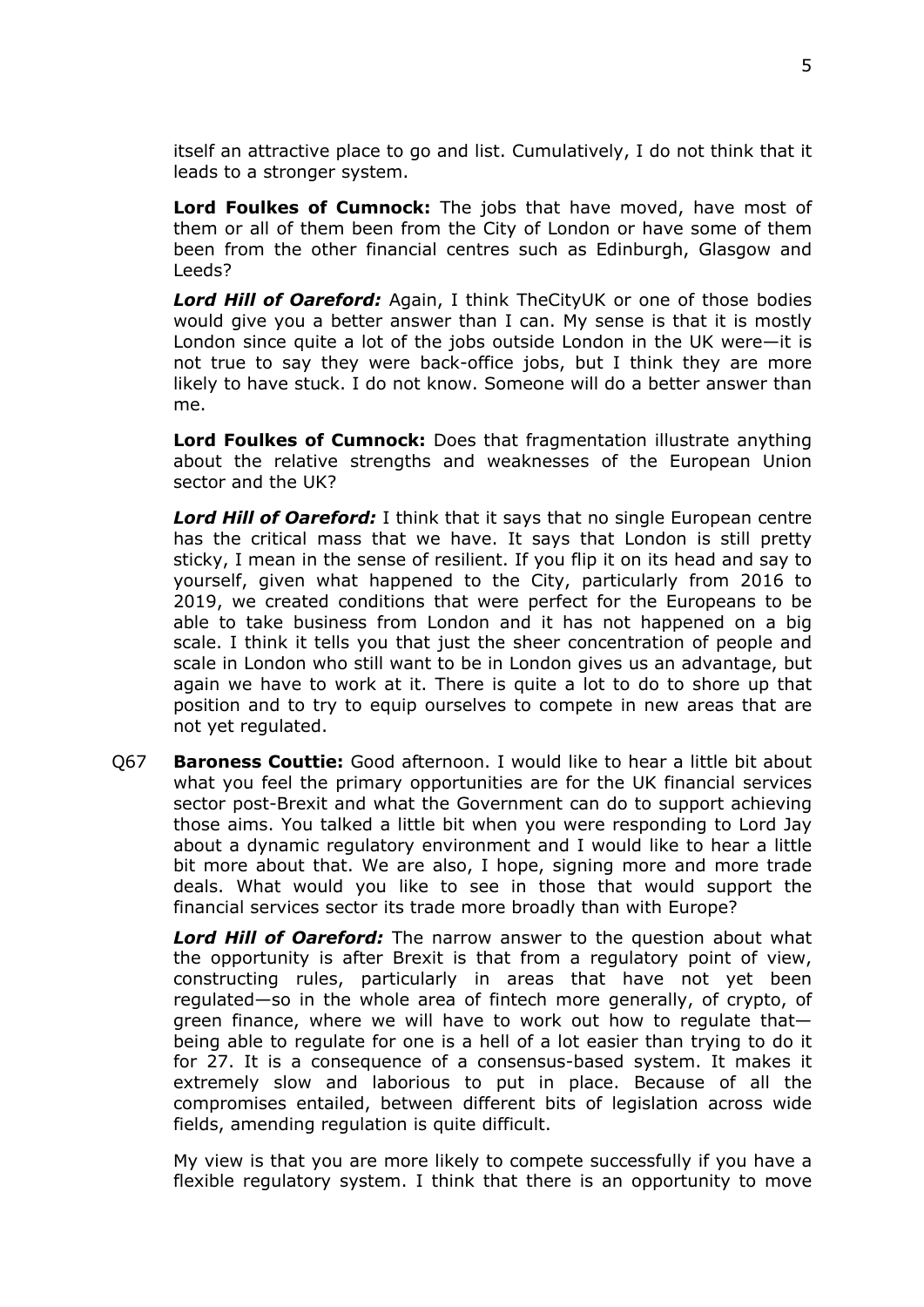itself an attractive place to go and list. Cumulatively, I do not think that it leads to a stronger system.

**Lord Foulkes of Cumnock:** The jobs that have moved, have most of them or all of them been from the City of London or have some of them been from the other financial centres such as Edinburgh, Glasgow and Leeds?

***Lord Hill of Oareford:*** Again, I think TheCityUK or one of those bodies would give you a better answer than I can. My sense is that it is mostly London since quite a lot of the jobs outside London in the UK were—it is not true to say they were back-office jobs, but I think they are more likely to have stuck. I do not know. Someone will do a better answer than me.

**Lord Foulkes of Cumnock:** Does that fragmentation illustrate anything about the relative strengths and weaknesses of the European Union sector and the UK?

***Lord Hill of Oareford:*** I think that it says that no single European centre has the critical mass that we have. It says that London is still pretty sticky, I mean in the sense of resilient. If you flip it on its head and say to yourself, given what happened to the City, particularly from 2016 to 2019, we created conditions that were perfect for the Europeans to be able to take business from London and it has not happened on a big scale. I think it tells you that just the sheer concentration of people and scale in London who still want to be in London gives us an advantage, but again we have to work at it. There is quite a lot to do to shore up that position and to try to equip ourselves to compete in new areas that are not yet regulated.

Q67 **Baroness Couttie:** Good afternoon. I would like to hear a little bit about what you feel the primary opportunities are for the UK financial services sector post-Brexit and what the Government can do to support achieving those aims. You talked a little bit when you were responding to Lord Jay about a dynamic regulatory environment and I would like to hear a little bit more about that. We are also, I hope, signing more and more trade deals. What would you like to see in those that would support the financial services sector its trade more broadly than with Europe?

***Lord Hill of Oareford:*** The narrow answer to the question about what the opportunity is after Brexit is that from a regulatory point of view, constructing rules, particularly in areas that have not yet been regulated—so in the whole area of fintech more generally, of crypto, of green finance, where we will have to work out how to regulate that—being able to regulate for one is a hell of a lot easier than trying to do it for 27. It is a consequence of a consensus-based system. It makes it extremely slow and laborious to put in place. Because of all the compromises entailed, between different bits of legislation across wide fields, amending regulation is quite difficult.

My view is that you are more likely to compete successfully if you have a flexible regulatory system. I think that there is an opportunity to move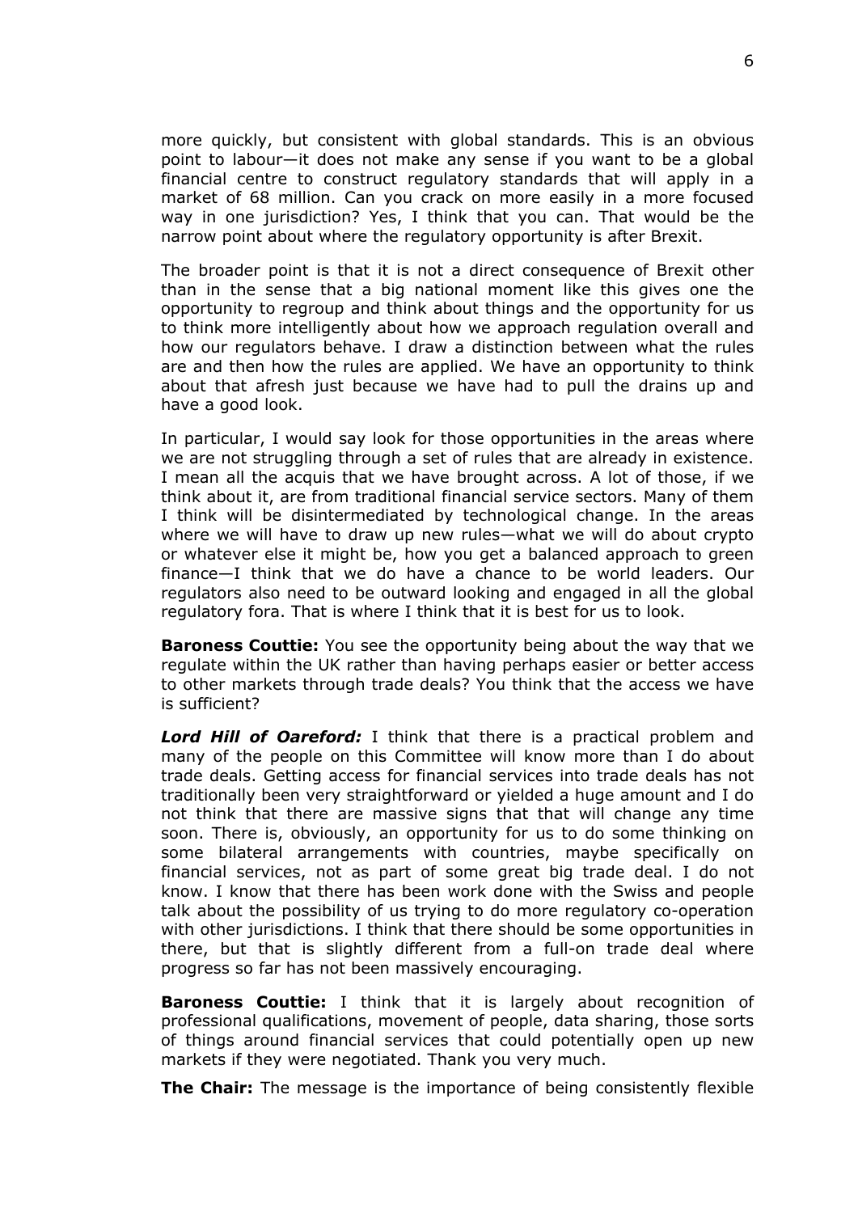more quickly, but consistent with global standards. This is an obvious point to labour—it does not make any sense if you want to be a global financial centre to construct regulatory standards that will apply in a market of 68 million. Can you crack on more easily in a more focused way in one jurisdiction? Yes, I think that you can. That would be the narrow point about where the regulatory opportunity is after Brexit.

The broader point is that it is not a direct consequence of Brexit other than in the sense that a big national moment like this gives one the opportunity to regroup and think about things and the opportunity for us to think more intelligently about how we approach regulation overall and how our regulators behave. I draw a distinction between what the rules are and then how the rules are applied. We have an opportunity to think about that afresh just because we have had to pull the drains up and have a good look.

In particular, I would say look for those opportunities in the areas where we are not struggling through a set of rules that are already in existence. I mean all the acquis that we have brought across. A lot of those, if we think about it, are from traditional financial service sectors. Many of them I think will be disintermediated by technological change. In the areas where we will have to draw up new rules—what we will do about crypto or whatever else it might be, how you get a balanced approach to green finance—I think that we do have a chance to be world leaders. Our regulators also need to be outward looking and engaged in all the global regulatory fora. That is where I think that it is best for us to look.

**Baroness Couttie:** You see the opportunity being about the way that we regulate within the UK rather than having perhaps easier or better access to other markets through trade deals? You think that the access we have is sufficient?

***Lord Hill of Oareford:*** I think that there is a practical problem and many of the people on this Committee will know more than I do about trade deals. Getting access for financial services into trade deals has not traditionally been very straightforward or yielded a huge amount and I do not think that there are massive signs that that will change any time soon. There is, obviously, an opportunity for us to do some thinking on some bilateral arrangements with countries, maybe specifically on financial services, not as part of some great big trade deal. I do not know. I know that there has been work done with the Swiss and people talk about the possibility of us trying to do more regulatory co-operation with other jurisdictions. I think that there should be some opportunities in there, but that is slightly different from a full-on trade deal where progress so far has not been massively encouraging.

**Baroness Couttie:** I think that it is largely about recognition of professional qualifications, movement of people, data sharing, those sorts of things around financial services that could potentially open up new markets if they were negotiated. Thank you very much.

**The Chair:** The message is the importance of being consistently flexible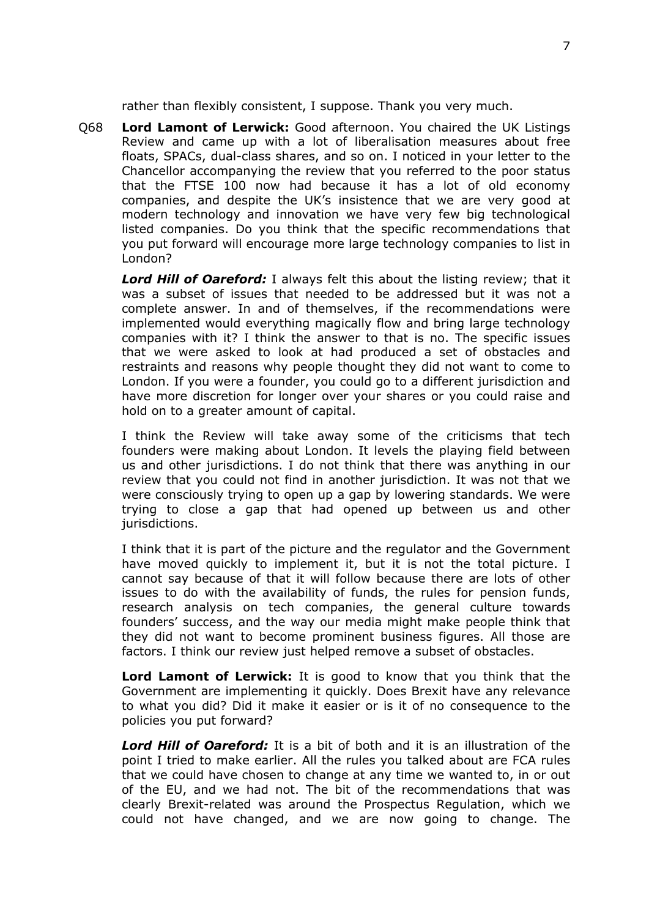rather than flexibly consistent, I suppose. Thank you very much.

Q68 **Lord Lamont of Lerwick:** Good afternoon. You chaired the UK Listings Review and came up with a lot of liberalisation measures about free floats, SPACs, dual-class shares, and so on. I noticed in your letter to the Chancellor accompanying the review that you referred to the poor status that the FTSE 100 now had because it has a lot of old economy companies, and despite the UK's insistence that we are very good at modern technology and innovation we have very few big technological listed companies. Do you think that the specific recommendations that you put forward will encourage more large technology companies to list in London?

***Lord Hill of Oareford:*** I always felt this about the listing review; that it was a subset of issues that needed to be addressed but it was not a complete answer. In and of themselves, if the recommendations were implemented would everything magically flow and bring large technology companies with it? I think the answer to that is no. The specific issues that we were asked to look at had produced a set of obstacles and restraints and reasons why people thought they did not want to come to London. If you were a founder, you could go to a different jurisdiction and have more discretion for longer over your shares or you could raise and hold on to a greater amount of capital.

I think the Review will take away some of the criticisms that tech founders were making about London. It levels the playing field between us and other jurisdictions. I do not think that there was anything in our review that you could not find in another jurisdiction. It was not that we were consciously trying to open up a gap by lowering standards. We were trying to close a gap that had opened up between us and other jurisdictions.

I think that it is part of the picture and the regulator and the Government have moved quickly to implement it, but it is not the total picture. I cannot say because of that it will follow because there are lots of other issues to do with the availability of funds, the rules for pension funds, research analysis on tech companies, the general culture towards founders' success, and the way our media might make people think that they did not want to become prominent business figures. All those are factors. I think our review just helped remove a subset of obstacles.

**Lord Lamont of Lerwick:** It is good to know that you think that the Government are implementing it quickly. Does Brexit have any relevance to what you did? Did it make it easier or is it of no consequence to the policies you put forward?

***Lord Hill of Oareford:*** It is a bit of both and it is an illustration of the point I tried to make earlier. All the rules you talked about are FCA rules that we could have chosen to change at any time we wanted to, in or out of the EU, and we had not. The bit of the recommendations that was clearly Brexit-related was around the Prospectus Regulation, which we could not have changed, and we are now going to change. The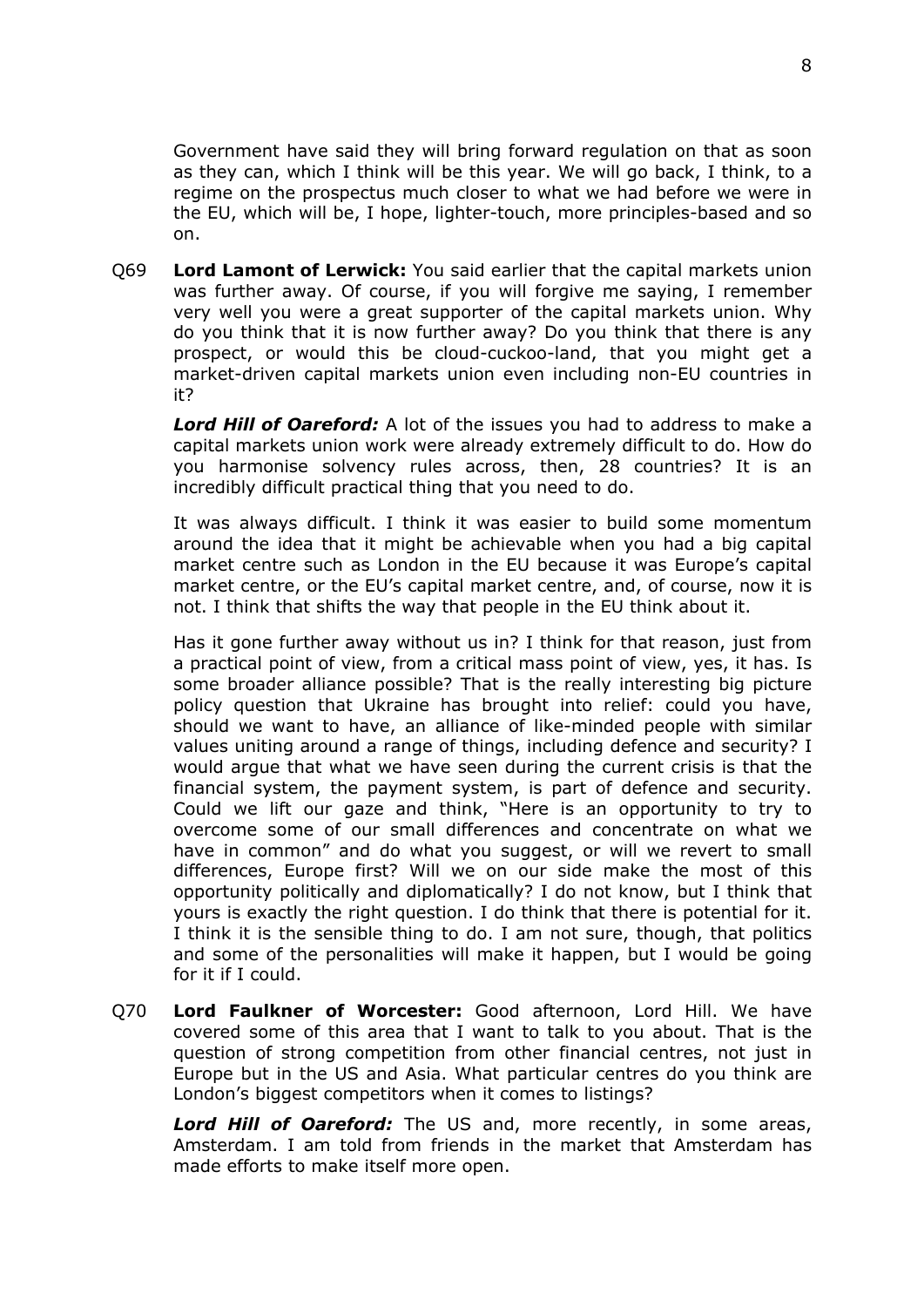Government have said they will bring forward regulation on that as soon as they can, which I think will be this year. We will go back, I think, to a regime on the prospectus much closer to what we had before we were in the EU, which will be, I hope, lighter-touch, more principles-based and so on.

Q69 **Lord Lamont of Lerwick:** You said earlier that the capital markets union was further away. Of course, if you will forgive me saying, I remember very well you were a great supporter of the capital markets union. Why do you think that it is now further away? Do you think that there is any prospect, or would this be cloud-cuckoo-land, that you might get a market-driven capital markets union even including non-EU countries in it?

***Lord Hill of Oareford:*** A lot of the issues you had to address to make a capital markets union work were already extremely difficult to do. How do you harmonise solvency rules across, then, 28 countries? It is an incredibly difficult practical thing that you need to do.

It was always difficult. I think it was easier to build some momentum around the idea that it might be achievable when you had a big capital market centre such as London in the EU because it was Europe's capital market centre, or the EU's capital market centre, and, of course, now it is not. I think that shifts the way that people in the EU think about it.

Has it gone further away without us in? I think for that reason, just from a practical point of view, from a critical mass point of view, yes, it has. Is some broader alliance possible? That is the really interesting big picture policy question that Ukraine has brought into relief: could you have, should we want to have, an alliance of like-minded people with similar values uniting around a range of things, including defence and security? I would argue that what we have seen during the current crisis is that the financial system, the payment system, is part of defence and security. Could we lift our gaze and think, "Here is an opportunity to try to overcome some of our small differences and concentrate on what we have in common" and do what you suggest, or will we revert to small differences, Europe first? Will we on our side make the most of this opportunity politically and diplomatically? I do not know, but I think that yours is exactly the right question. I do think that there is potential for it. I think it is the sensible thing to do. I am not sure, though, that politics and some of the personalities will make it happen, but I would be going for it if I could.

Q70 **Lord Faulkner of Worcester:** Good afternoon, Lord Hill. We have covered some of this area that I want to talk to you about. That is the question of strong competition from other financial centres, not just in Europe but in the US and Asia. What particular centres do you think are London's biggest competitors when it comes to listings?

***Lord Hill of Oareford:*** The US and, more recently, in some areas, Amsterdam. I am told from friends in the market that Amsterdam has made efforts to make itself more open.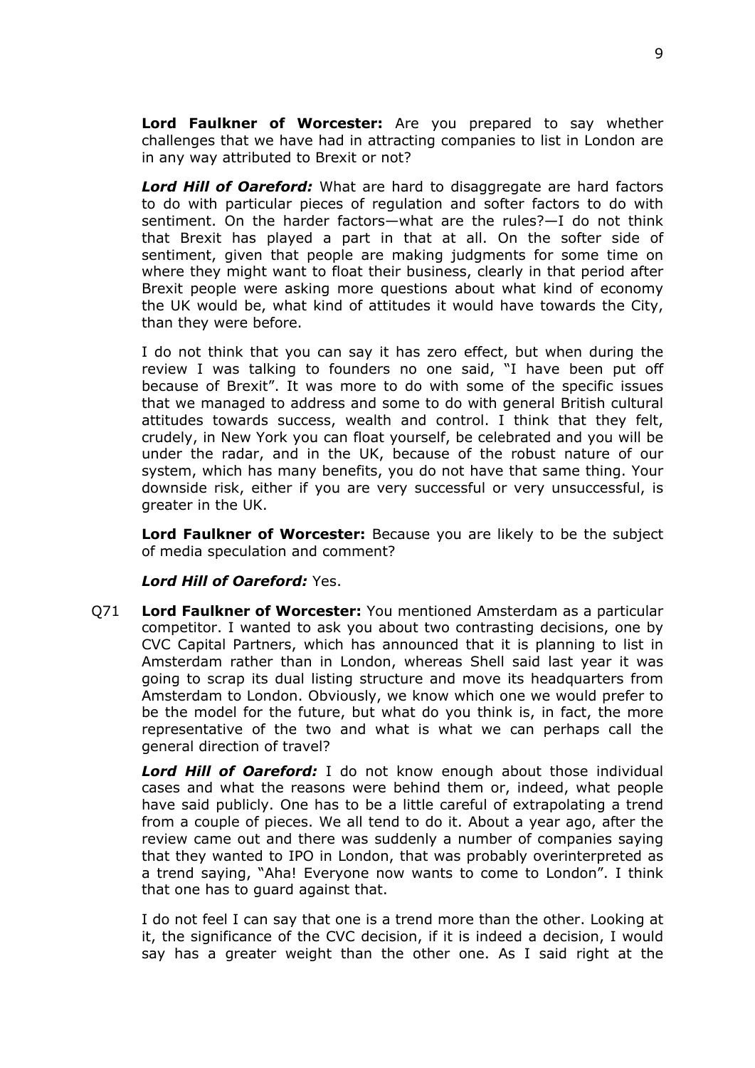**Lord Faulkner of Worcester:** Are you prepared to say whether challenges that we have had in attracting companies to list in London are in any way attributed to Brexit or not?

***Lord Hill of Oareford:*** What are hard to disaggregate are hard factors to do with particular pieces of regulation and softer factors to do with sentiment. On the harder factors—what are the rules?—I do not think that Brexit has played a part in that at all. On the softer side of sentiment, given that people are making judgments for some time on where they might want to float their business, clearly in that period after Brexit people were asking more questions about what kind of economy the UK would be, what kind of attitudes it would have towards the City, than they were before.

I do not think that you can say it has zero effect, but when during the review I was talking to founders no one said, "I have been put off because of Brexit". It was more to do with some of the specific issues that we managed to address and some to do with general British cultural attitudes towards success, wealth and control. I think that they felt, crudely, in New York you can float yourself, be celebrated and you will be under the radar, and in the UK, because of the robust nature of our system, which has many benefits, you do not have that same thing. Your downside risk, either if you are very successful or very unsuccessful, is greater in the UK.

**Lord Faulkner of Worcester:** Because you are likely to be the subject of media speculation and comment?

***Lord Hill of Oareford:*** Yes.

Q71 **Lord Faulkner of Worcester:** You mentioned Amsterdam as a particular competitor. I wanted to ask you about two contrasting decisions, one by CVC Capital Partners, which has announced that it is planning to list in Amsterdam rather than in London, whereas Shell said last year it was going to scrap its dual listing structure and move its headquarters from Amsterdam to London. Obviously, we know which one we would prefer to be the model for the future, but what do you think is, in fact, the more representative of the two and what is what we can perhaps call the general direction of travel?

***Lord Hill of Oareford:*** I do not know enough about those individual cases and what the reasons were behind them or, indeed, what people have said publicly. One has to be a little careful of extrapolating a trend from a couple of pieces. We all tend to do it. About a year ago, after the review came out and there was suddenly a number of companies saying that they wanted to IPO in London, that was probably overinterpreted as a trend saying, "Aha! Everyone now wants to come to London". I think that one has to guard against that.

I do not feel I can say that one is a trend more than the other. Looking at it, the significance of the CVC decision, if it is indeed a decision, I would say has a greater weight than the other one. As I said right at the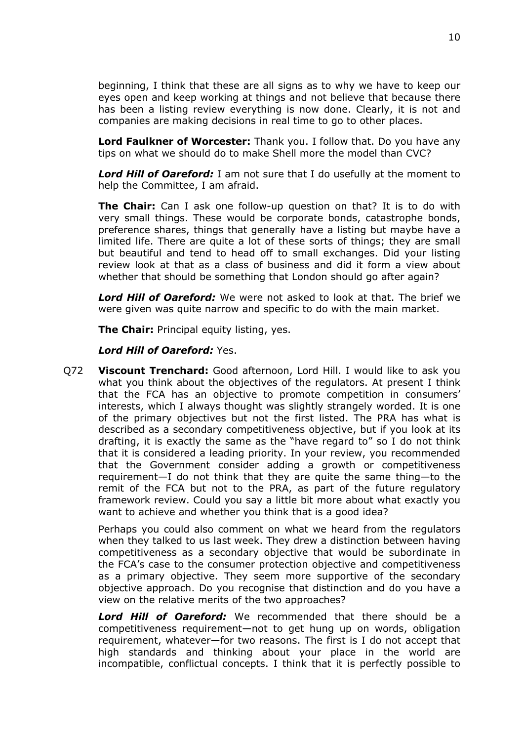beginning, I think that these are all signs as to why we have to keep our eyes open and keep working at things and not believe that because there has been a listing review everything is now done. Clearly, it is not and companies are making decisions in real time to go to other places.

**Lord Faulkner of Worcester:** Thank you. I follow that. Do you have any tips on what we should do to make Shell more the model than CVC?

***Lord Hill of Oareford:*** I am not sure that I do usefully at the moment to help the Committee, I am afraid.

**The Chair:** Can I ask one follow-up question on that? It is to do with very small things. These would be corporate bonds, catastrophe bonds, preference shares, things that generally have a listing but maybe have a limited life. There are quite a lot of these sorts of things; they are small but beautiful and tend to head off to small exchanges. Did your listing review look at that as a class of business and did it form a view about whether that should be something that London should go after again?

***Lord Hill of Oareford:*** We were not asked to look at that. The brief we were given was quite narrow and specific to do with the main market.

**The Chair:** Principal equity listing, yes.

***Lord Hill of Oareford:*** Yes.

Q72 **Viscount Trenchard:** Good afternoon, Lord Hill. I would like to ask you what you think about the objectives of the regulators. At present I think that the FCA has an objective to promote competition in consumers' interests, which I always thought was slightly strangely worded. It is one of the primary objectives but not the first listed. The PRA has what is described as a secondary competitiveness objective, but if you look at its drafting, it is exactly the same as the "have regard to" so I do not think that it is considered a leading priority. In your review, you recommended that the Government consider adding a growth or competitiveness requirement—I do not think that they are quite the same thing—to the remit of the FCA but not to the PRA, as part of the future regulatory framework review. Could you say a little bit more about what exactly you want to achieve and whether you think that is a good idea?

Perhaps you could also comment on what we heard from the regulators when they talked to us last week. They drew a distinction between having competitiveness as a secondary objective that would be subordinate in the FCA's case to the consumer protection objective and competitiveness as a primary objective. They seem more supportive of the secondary objective approach. Do you recognise that distinction and do you have a view on the relative merits of the two approaches?

***Lord Hill of Oareford:*** We recommended that there should be a competitiveness requirement—not to get hung up on words, obligation requirement, whatever—for two reasons. The first is I do not accept that high standards and thinking about your place in the world are incompatible, conflictual concepts. I think that it is perfectly possible to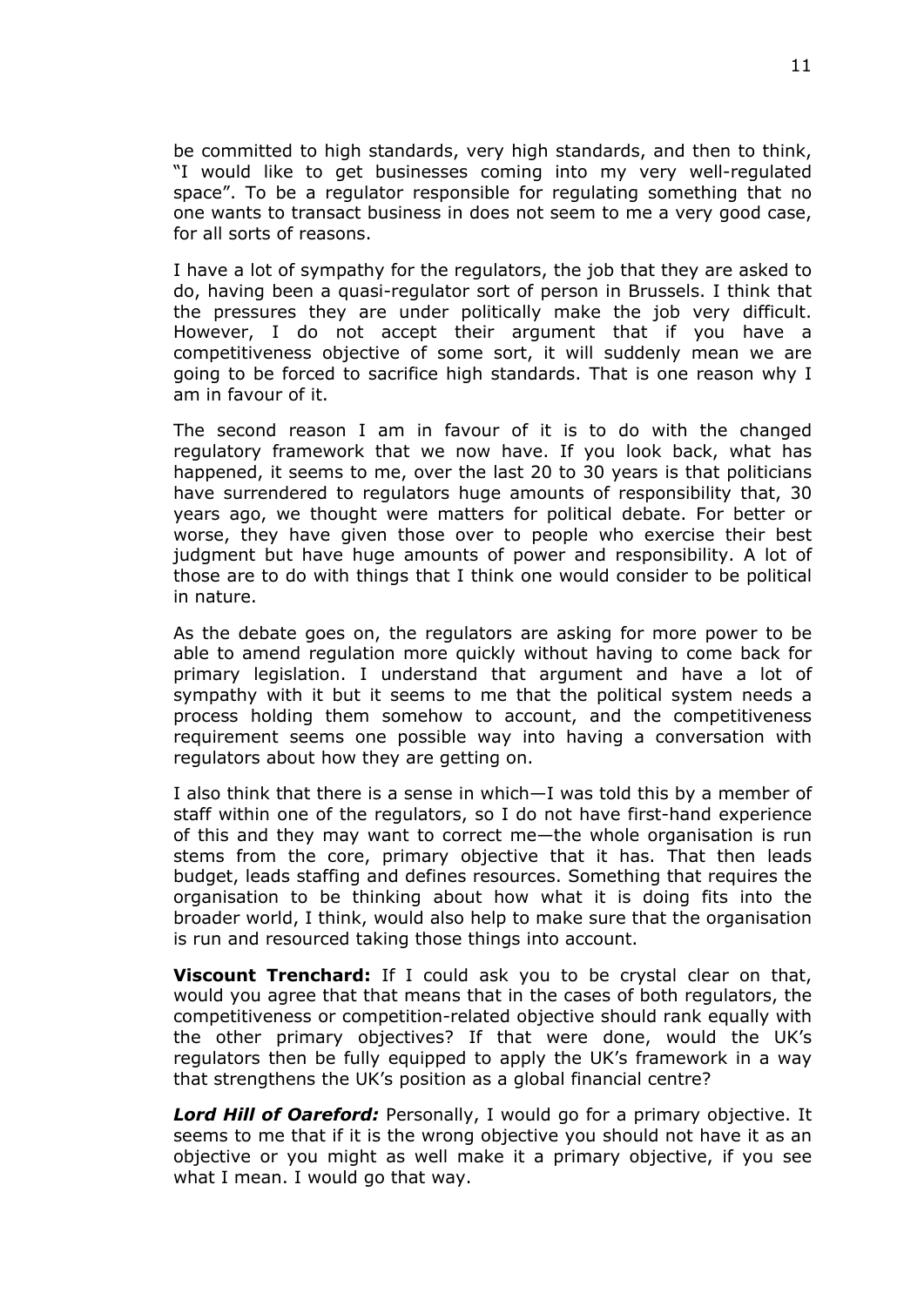be committed to high standards, very high standards, and then to think, "I would like to get businesses coming into my very well-regulated space". To be a regulator responsible for regulating something that no one wants to transact business in does not seem to me a very good case, for all sorts of reasons.

I have a lot of sympathy for the regulators, the job that they are asked to do, having been a quasi-regulator sort of person in Brussels. I think that the pressures they are under politically make the job very difficult. However, I do not accept their argument that if you have a competitiveness objective of some sort, it will suddenly mean we are going to be forced to sacrifice high standards. That is one reason why I am in favour of it.

The second reason I am in favour of it is to do with the changed regulatory framework that we now have. If you look back, what has happened, it seems to me, over the last 20 to 30 years is that politicians have surrendered to regulators huge amounts of responsibility that, 30 years ago, we thought were matters for political debate. For better or worse, they have given those over to people who exercise their best judgment but have huge amounts of power and responsibility. A lot of those are to do with things that I think one would consider to be political in nature.

As the debate goes on, the regulators are asking for more power to be able to amend regulation more quickly without having to come back for primary legislation. I understand that argument and have a lot of sympathy with it but it seems to me that the political system needs a process holding them somehow to account, and the competitiveness requirement seems one possible way into having a conversation with regulators about how they are getting on.

I also think that there is a sense in which—I was told this by a member of staff within one of the regulators, so I do not have first-hand experience of this and they may want to correct me—the whole organisation is run stems from the core, primary objective that it has. That then leads budget, leads staffing and defines resources. Something that requires the organisation to be thinking about how what it is doing fits into the broader world, I think, would also help to make sure that the organisation is run and resourced taking those things into account.

**Viscount Trenchard:** If I could ask you to be crystal clear on that, would you agree that that means that in the cases of both regulators, the competitiveness or competition-related objective should rank equally with the other primary objectives? If that were done, would the UK's regulators then be fully equipped to apply the UK's framework in a way that strengthens the UK's position as a global financial centre?

***Lord Hill of Oareford:*** Personally, I would go for a primary objective. It seems to me that if it is the wrong objective you should not have it as an objective or you might as well make it a primary objective, if you see what I mean. I would go that way.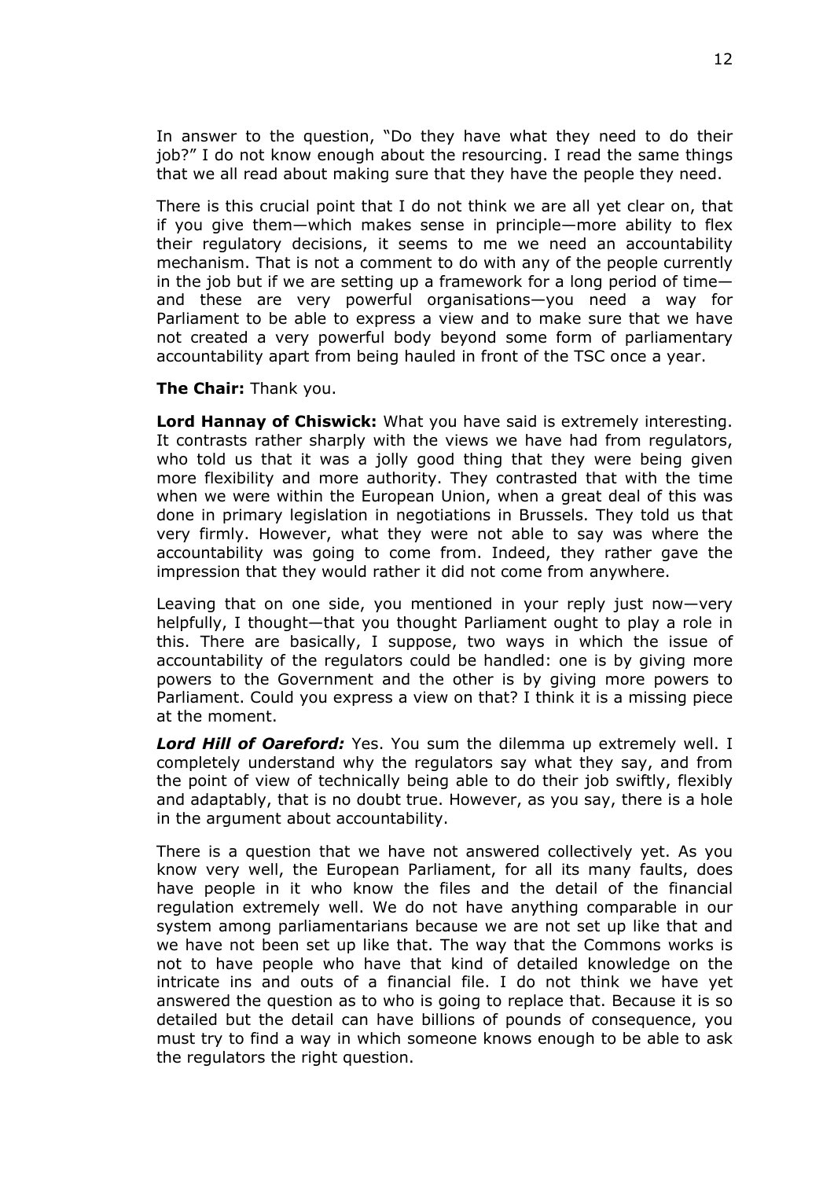In answer to the question, "Do they have what they need to do their job?" I do not know enough about the resourcing. I read the same things that we all read about making sure that they have the people they need.

There is this crucial point that I do not think we are all yet clear on, that if you give them—which makes sense in principle—more ability to flex their regulatory decisions, it seems to me we need an accountability mechanism. That is not a comment to do with any of the people currently in the job but if we are setting up a framework for a long period of time—and these are very powerful organisations—you need a way for Parliament to be able to express a view and to make sure that we have not created a very powerful body beyond some form of parliamentary accountability apart from being hauled in front of the TSC once a year.

**The Chair:** Thank you.

**Lord Hannay of Chiswick:** What you have said is extremely interesting. It contrasts rather sharply with the views we have had from regulators, who told us that it was a jolly good thing that they were being given more flexibility and more authority. They contrasted that with the time when we were within the European Union, when a great deal of this was done in primary legislation in negotiations in Brussels. They told us that very firmly. However, what they were not able to say was where the accountability was going to come from. Indeed, they rather gave the impression that they would rather it did not come from anywhere.

Leaving that on one side, you mentioned in your reply just now—very helpfully, I thought—that you thought Parliament ought to play a role in this. There are basically, I suppose, two ways in which the issue of accountability of the regulators could be handled: one is by giving more powers to the Government and the other is by giving more powers to Parliament. Could you express a view on that? I think it is a missing piece at the moment.

***Lord Hill of Oareford:*** Yes. You sum the dilemma up extremely well. I completely understand why the regulators say what they say, and from the point of view of technically being able to do their job swiftly, flexibly and adaptably, that is no doubt true. However, as you say, there is a hole in the argument about accountability.

There is a question that we have not answered collectively yet. As you know very well, the European Parliament, for all its many faults, does have people in it who know the files and the detail of the financial regulation extremely well. We do not have anything comparable in our system among parliamentarians because we are not set up like that and we have not been set up like that. The way that the Commons works is not to have people who have that kind of detailed knowledge on the intricate ins and outs of a financial file. I do not think we have yet answered the question as to who is going to replace that. Because it is so detailed but the detail can have billions of pounds of consequence, you must try to find a way in which someone knows enough to be able to ask the regulators the right question.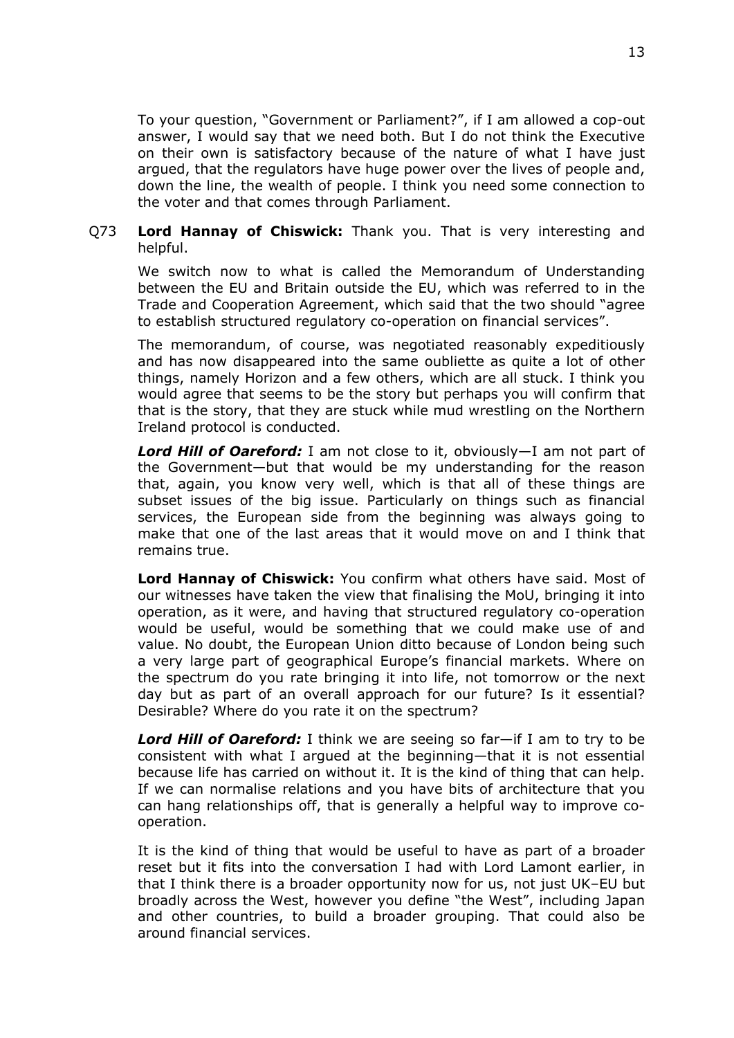To your question, "Government or Parliament?", if I am allowed a cop-out answer, I would say that we need both. But I do not think the Executive on their own is satisfactory because of the nature of what I have just argued, that the regulators have huge power over the lives of people and, down the line, the wealth of people. I think you need some connection to the voter and that comes through Parliament.

Q73 **Lord Hannay of Chiswick:** Thank you. That is very interesting and helpful.

We switch now to what is called the Memorandum of Understanding between the EU and Britain outside the EU, which was referred to in the Trade and Cooperation Agreement, which said that the two should "agree to establish structured regulatory co-operation on financial services".

The memorandum, of course, was negotiated reasonably expeditiously and has now disappeared into the same oubliette as quite a lot of other things, namely Horizon and a few others, which are all stuck. I think you would agree that seems to be the story but perhaps you will confirm that that is the story, that they are stuck while mud wrestling on the Northern Ireland protocol is conducted.

***Lord Hill of Oareford:*** I am not close to it, obviously—I am not part of the Government—but that would be my understanding for the reason that, again, you know very well, which is that all of these things are subset issues of the big issue. Particularly on things such as financial services, the European side from the beginning was always going to make that one of the last areas that it would move on and I think that remains true.

**Lord Hannay of Chiswick:** You confirm what others have said. Most of our witnesses have taken the view that finalising the MoU, bringing it into operation, as it were, and having that structured regulatory co-operation would be useful, would be something that we could make use of and value. No doubt, the European Union ditto because of London being such a very large part of geographical Europe's financial markets. Where on the spectrum do you rate bringing it into life, not tomorrow or the next day but as part of an overall approach for our future? Is it essential? Desirable? Where do you rate it on the spectrum?

***Lord Hill of Oareford:*** I think we are seeing so far—if I am to try to be consistent with what I argued at the beginning—that it is not essential because life has carried on without it. It is the kind of thing that can help. If we can normalise relations and you have bits of architecture that you can hang relationships off, that is generally a helpful way to improve co-operation.

It is the kind of thing that would be useful to have as part of a broader reset but it fits into the conversation I had with Lord Lamont earlier, in that I think there is a broader opportunity now for us, not just UK–EU but broadly across the West, however you define "the West", including Japan and other countries, to build a broader grouping. That could also be around financial services.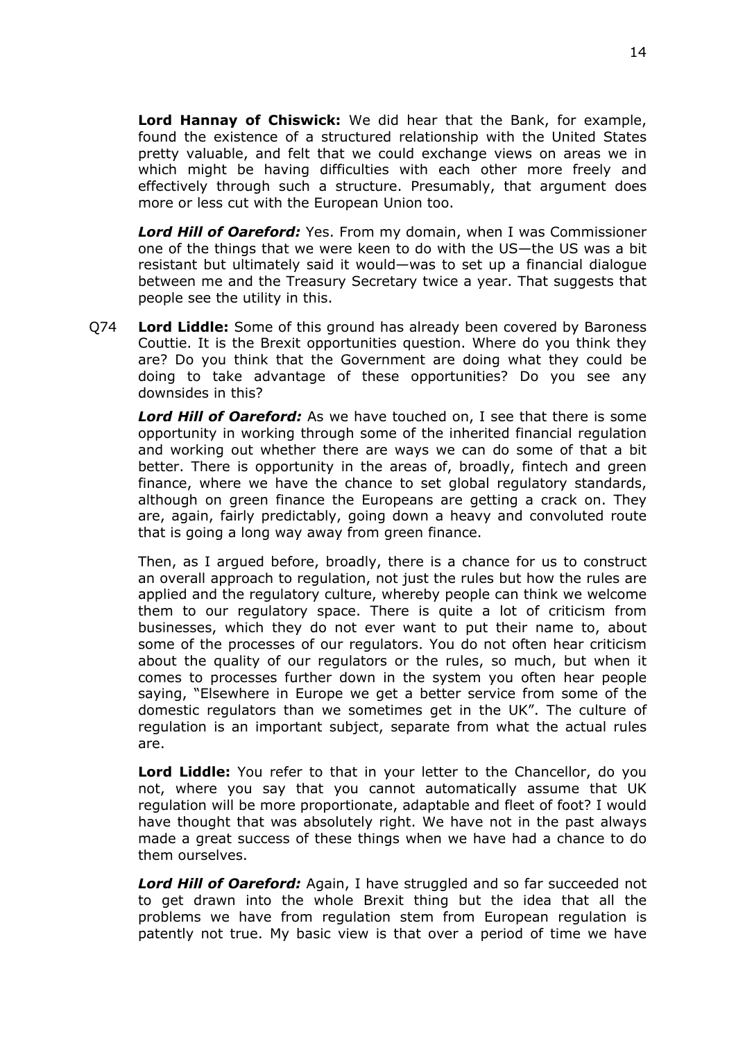**Lord Hannay of Chiswick:** We did hear that the Bank, for example, found the existence of a structured relationship with the United States pretty valuable, and felt that we could exchange views on areas we in which might be having difficulties with each other more freely and effectively through such a structure. Presumably, that argument does more or less cut with the European Union too.

***Lord Hill of Oareford:*** Yes. From my domain, when I was Commissioner one of the things that we were keen to do with the US—the US was a bit resistant but ultimately said it would—was to set up a financial dialogue between me and the Treasury Secretary twice a year. That suggests that people see the utility in this.

Q74 **Lord Liddle:** Some of this ground has already been covered by Baroness Couttie. It is the Brexit opportunities question. Where do you think they are? Do you think that the Government are doing what they could be doing to take advantage of these opportunities? Do you see any downsides in this?

***Lord Hill of Oareford:*** As we have touched on, I see that there is some opportunity in working through some of the inherited financial regulation and working out whether there are ways we can do some of that a bit better. There is opportunity in the areas of, broadly, fintech and green finance, where we have the chance to set global regulatory standards, although on green finance the Europeans are getting a crack on. They are, again, fairly predictably, going down a heavy and convoluted route that is going a long way away from green finance.

Then, as I argued before, broadly, there is a chance for us to construct an overall approach to regulation, not just the rules but how the rules are applied and the regulatory culture, whereby people can think we welcome them to our regulatory space. There is quite a lot of criticism from businesses, which they do not ever want to put their name to, about some of the processes of our regulators. You do not often hear criticism about the quality of our regulators or the rules, so much, but when it comes to processes further down in the system you often hear people saying, "Elsewhere in Europe we get a better service from some of the domestic regulators than we sometimes get in the UK". The culture of regulation is an important subject, separate from what the actual rules are.

**Lord Liddle:** You refer to that in your letter to the Chancellor, do you not, where you say that you cannot automatically assume that UK regulation will be more proportionate, adaptable and fleet of foot? I would have thought that was absolutely right. We have not in the past always made a great success of these things when we have had a chance to do them ourselves.

***Lord Hill of Oareford:*** Again, I have struggled and so far succeeded not to get drawn into the whole Brexit thing but the idea that all the problems we have from regulation stem from European regulation is patently not true. My basic view is that over a period of time we have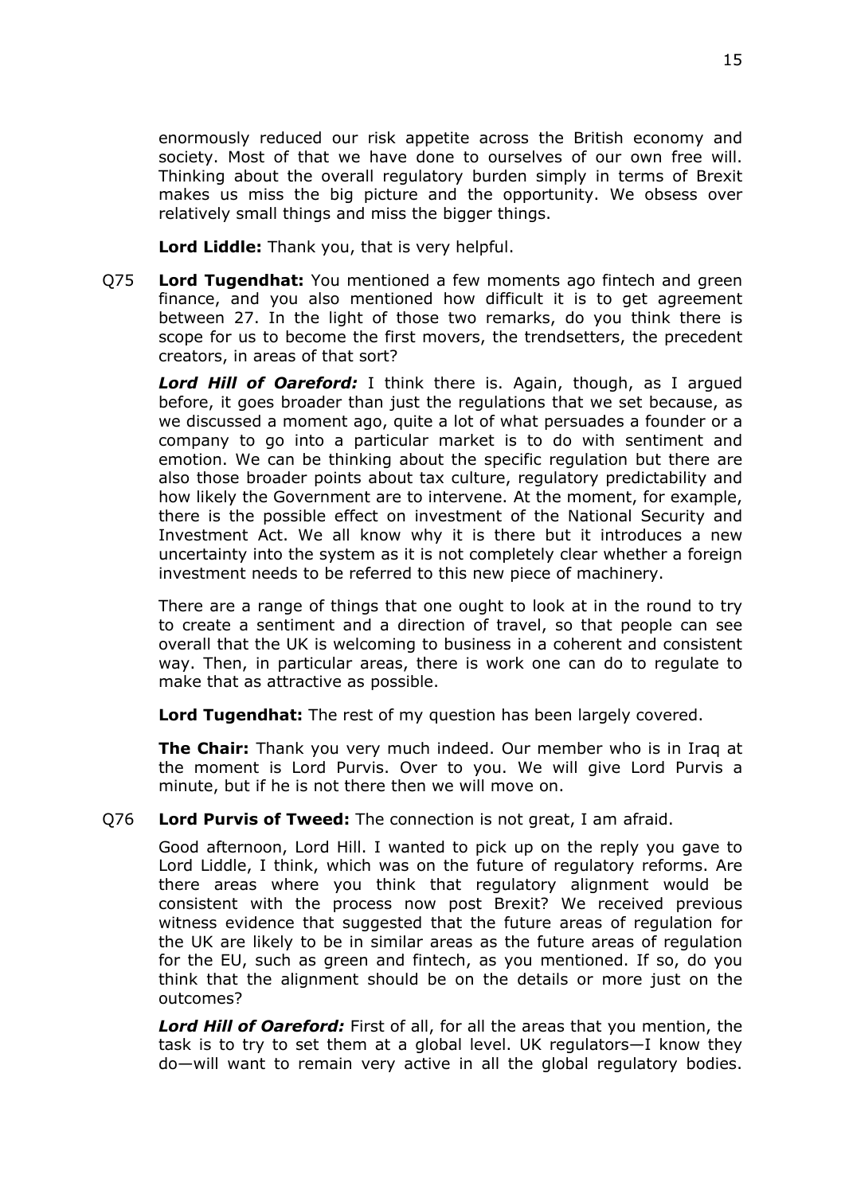enormously reduced our risk appetite across the British economy and society. Most of that we have done to ourselves of our own free will. Thinking about the overall regulatory burden simply in terms of Brexit makes us miss the big picture and the opportunity. We obsess over relatively small things and miss the bigger things.

**Lord Liddle:** Thank you, that is very helpful.

Q75 **Lord Tugendhat:** You mentioned a few moments ago fintech and green finance, and you also mentioned how difficult it is to get agreement between 27. In the light of those two remarks, do you think there is scope for us to become the first movers, the trendsetters, the precedent creators, in areas of that sort?

***Lord Hill of Oareford:*** I think there is. Again, though, as I argued before, it goes broader than just the regulations that we set because, as we discussed a moment ago, quite a lot of what persuades a founder or a company to go into a particular market is to do with sentiment and emotion. We can be thinking about the specific regulation but there are also those broader points about tax culture, regulatory predictability and how likely the Government are to intervene. At the moment, for example, there is the possible effect on investment of the National Security and Investment Act. We all know why it is there but it introduces a new uncertainty into the system as it is not completely clear whether a foreign investment needs to be referred to this new piece of machinery.

There are a range of things that one ought to look at in the round to try to create a sentiment and a direction of travel, so that people can see overall that the UK is welcoming to business in a coherent and consistent way. Then, in particular areas, there is work one can do to regulate to make that as attractive as possible.

**Lord Tugendhat:** The rest of my question has been largely covered.

**The Chair:** Thank you very much indeed. Our member who is in Iraq at the moment is Lord Purvis. Over to you. We will give Lord Purvis a minute, but if he is not there then we will move on.

Q76 **Lord Purvis of Tweed:** The connection is not great, I am afraid.

Good afternoon, Lord Hill. I wanted to pick up on the reply you gave to Lord Liddle, I think, which was on the future of regulatory reforms. Are there areas where you think that regulatory alignment would be consistent with the process now post Brexit? We received previous witness evidence that suggested that the future areas of regulation for the UK are likely to be in similar areas as the future areas of regulation for the EU, such as green and fintech, as you mentioned. If so, do you think that the alignment should be on the details or more just on the outcomes?

***Lord Hill of Oareford:*** First of all, for all the areas that you mention, the task is to try to set them at a global level. UK regulators—I know they do—will want to remain very active in all the global regulatory bodies.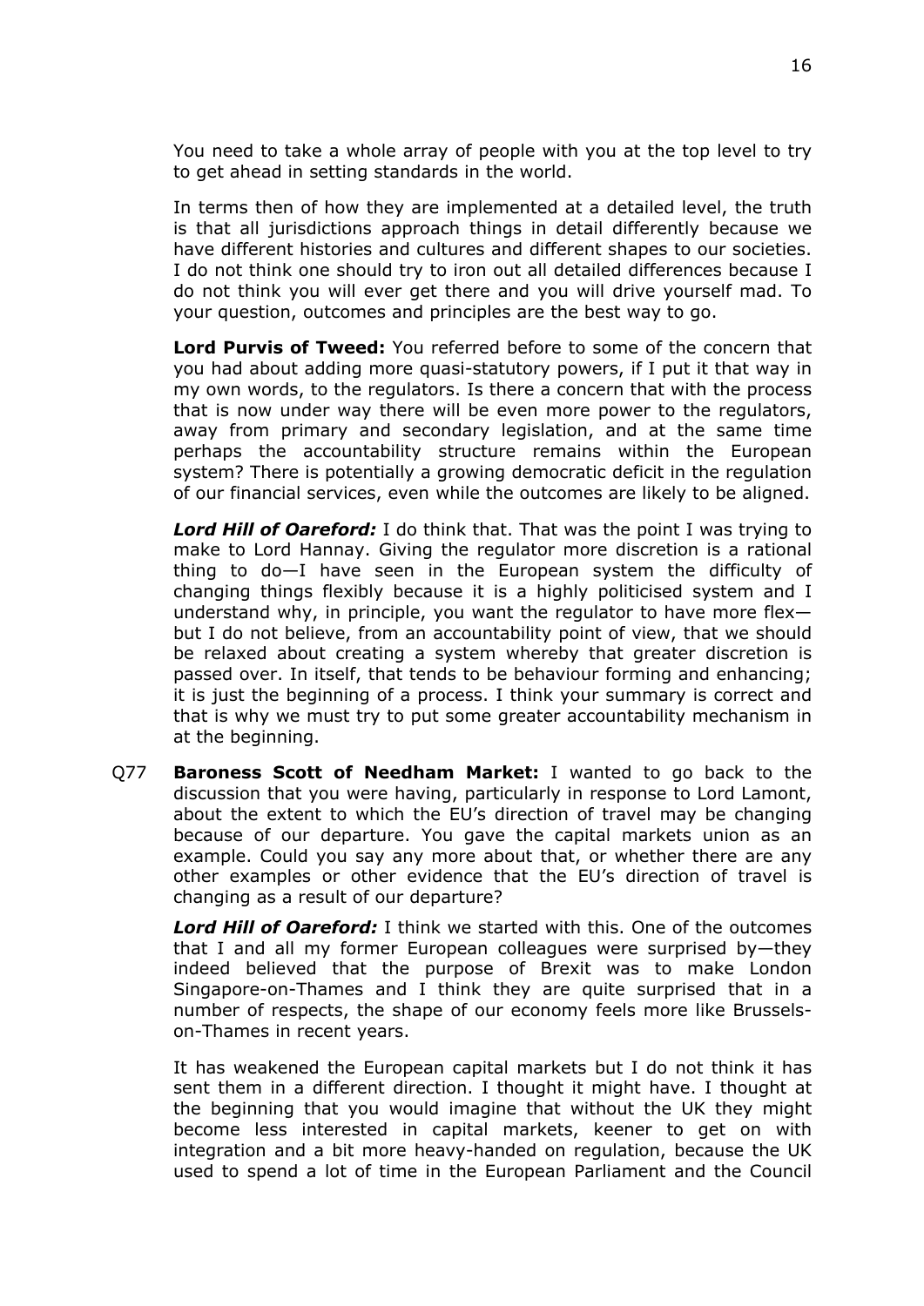You need to take a whole array of people with you at the top level to try to get ahead in setting standards in the world.

In terms then of how they are implemented at a detailed level, the truth is that all jurisdictions approach things in detail differently because we have different histories and cultures and different shapes to our societies. I do not think one should try to iron out all detailed differences because I do not think you will ever get there and you will drive yourself mad. To your question, outcomes and principles are the best way to go.

**Lord Purvis of Tweed:** You referred before to some of the concern that you had about adding more quasi-statutory powers, if I put it that way in my own words, to the regulators. Is there a concern that with the process that is now under way there will be even more power to the regulators, away from primary and secondary legislation, and at the same time perhaps the accountability structure remains within the European system? There is potentially a growing democratic deficit in the regulation of our financial services, even while the outcomes are likely to be aligned.

***Lord Hill of Oareford:*** I do think that. That was the point I was trying to make to Lord Hannay. Giving the regulator more discretion is a rational thing to do—I have seen in the European system the difficulty of changing things flexibly because it is a highly politicised system and I understand why, in principle, you want the regulator to have more flex—but I do not believe, from an accountability point of view, that we should be relaxed about creating a system whereby that greater discretion is passed over. In itself, that tends to be behaviour forming and enhancing; it is just the beginning of a process. I think your summary is correct and that is why we must try to put some greater accountability mechanism in at the beginning.

Q77 **Baroness Scott of Needham Market:** I wanted to go back to the discussion that you were having, particularly in response to Lord Lamont, about the extent to which the EU's direction of travel may be changing because of our departure. You gave the capital markets union as an example. Could you say any more about that, or whether there are any other examples or other evidence that the EU's direction of travel is changing as a result of our departure?

***Lord Hill of Oareford:*** I think we started with this. One of the outcomes that I and all my former European colleagues were surprised by—they indeed believed that the purpose of Brexit was to make London Singapore-on-Thames and I think they are quite surprised that in a number of respects, the shape of our economy feels more like Brussels-on-Thames in recent years.

It has weakened the European capital markets but I do not think it has sent them in a different direction. I thought it might have. I thought at the beginning that you would imagine that without the UK they might become less interested in capital markets, keener to get on with integration and a bit more heavy-handed on regulation, because the UK used to spend a lot of time in the European Parliament and the Council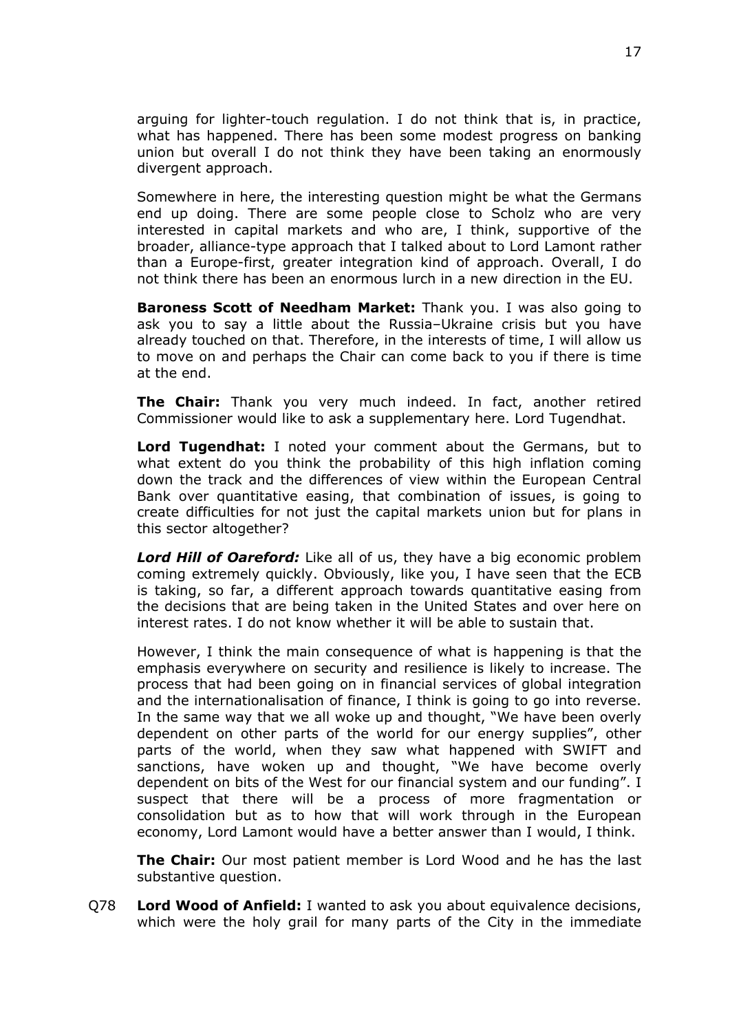arguing for lighter-touch regulation. I do not think that is, in practice, what has happened. There has been some modest progress on banking union but overall I do not think they have been taking an enormously divergent approach.

Somewhere in here, the interesting question might be what the Germans end up doing. There are some people close to Scholz who are very interested in capital markets and who are, I think, supportive of the broader, alliance-type approach that I talked about to Lord Lamont rather than a Europe-first, greater integration kind of approach. Overall, I do not think there has been an enormous lurch in a new direction in the EU.

**Baroness Scott of Needham Market:** Thank you. I was also going to ask you to say a little about the Russia–Ukraine crisis but you have already touched on that. Therefore, in the interests of time, I will allow us to move on and perhaps the Chair can come back to you if there is time at the end.

**The Chair:** Thank you very much indeed. In fact, another retired Commissioner would like to ask a supplementary here. Lord Tugendhat.

**Lord Tugendhat:** I noted your comment about the Germans, but to what extent do you think the probability of this high inflation coming down the track and the differences of view within the European Central Bank over quantitative easing, that combination of issues, is going to create difficulties for not just the capital markets union but for plans in this sector altogether?

***Lord Hill of Oareford:*** Like all of us, they have a big economic problem coming extremely quickly. Obviously, like you, I have seen that the ECB is taking, so far, a different approach towards quantitative easing from the decisions that are being taken in the United States and over here on interest rates. I do not know whether it will be able to sustain that.

However, I think the main consequence of what is happening is that the emphasis everywhere on security and resilience is likely to increase. The process that had been going on in financial services of global integration and the internationalisation of finance, I think is going to go into reverse. In the same way that we all woke up and thought, "We have been overly dependent on other parts of the world for our energy supplies", other parts of the world, when they saw what happened with SWIFT and sanctions, have woken up and thought, "We have become overly dependent on bits of the West for our financial system and our funding". I suspect that there will be a process of more fragmentation or consolidation but as to how that will work through in the European economy, Lord Lamont would have a better answer than I would, I think.

**The Chair:** Our most patient member is Lord Wood and he has the last substantive question.

Q78 **Lord Wood of Anfield:** I wanted to ask you about equivalence decisions, which were the holy grail for many parts of the City in the immediate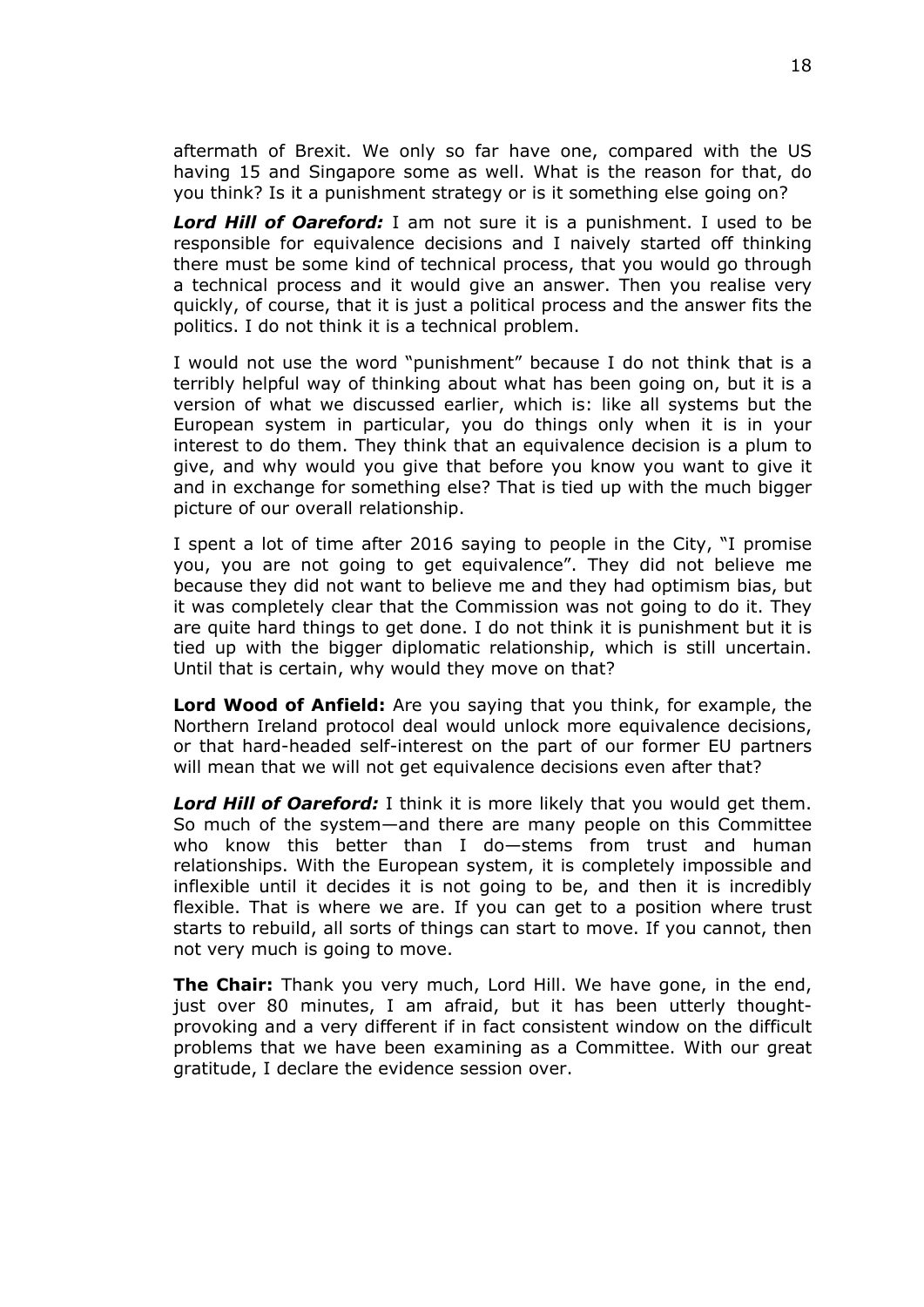aftermath of Brexit. We only so far have one, compared with the US having 15 and Singapore some as well. What is the reason for that, do you think? Is it a punishment strategy or is it something else going on?

***Lord Hill of Oareford:*** I am not sure it is a punishment. I used to be responsible for equivalence decisions and I naively started off thinking there must be some kind of technical process, that you would go through a technical process and it would give an answer. Then you realise very quickly, of course, that it is just a political process and the answer fits the politics. I do not think it is a technical problem.

I would not use the word "punishment" because I do not think that is a terribly helpful way of thinking about what has been going on, but it is a version of what we discussed earlier, which is: like all systems but the European system in particular, you do things only when it is in your interest to do them. They think that an equivalence decision is a plum to give, and why would you give that before you know you want to give it and in exchange for something else? That is tied up with the much bigger picture of our overall relationship.

I spent a lot of time after 2016 saying to people in the City, "I promise you, you are not going to get equivalence". They did not believe me because they did not want to believe me and they had optimism bias, but it was completely clear that the Commission was not going to do it. They are quite hard things to get done. I do not think it is punishment but it is tied up with the bigger diplomatic relationship, which is still uncertain. Until that is certain, why would they move on that?

**Lord Wood of Anfield:** Are you saying that you think, for example, the Northern Ireland protocol deal would unlock more equivalence decisions, or that hard-headed self-interest on the part of our former EU partners will mean that we will not get equivalence decisions even after that?

***Lord Hill of Oareford:*** I think it is more likely that you would get them. So much of the system—and there are many people on this Committee who know this better than I do—stems from trust and human relationships. With the European system, it is completely impossible and inflexible until it decides it is not going to be, and then it is incredibly flexible. That is where we are. If you can get to a position where trust starts to rebuild, all sorts of things can start to move. If you cannot, then not very much is going to move.

**The Chair:** Thank you very much, Lord Hill. We have gone, in the end, just over 80 minutes, I am afraid, but it has been utterly thought-provoking and a very different if in fact consistent window on the difficult problems that we have been examining as a Committee. With our great gratitude, I declare the evidence session over.